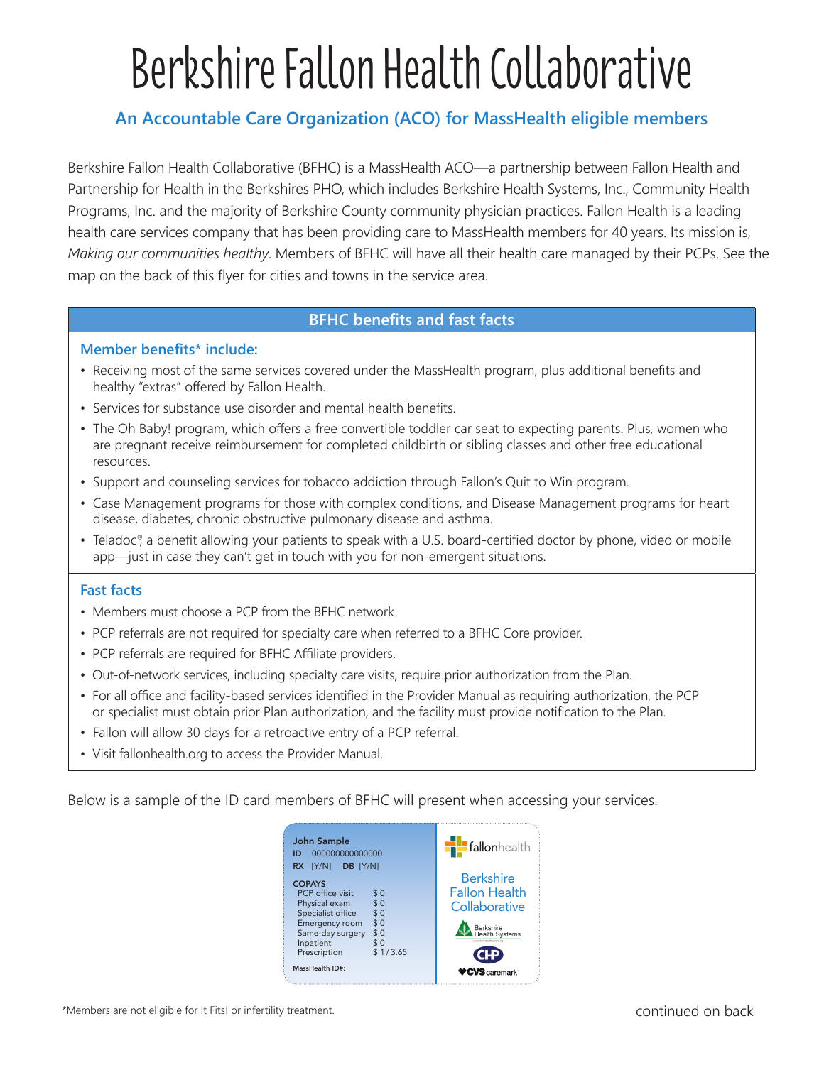# Berkshire Fallon Health Collaborative

### An Accountable Care Organization (ACO) for MassHealth eligible members

Berkshire Fallon Health Collaborative (BFHC) is a MassHealth ACO—a partnership between Fallon Health and Partnership for Health in the Berkshires PHO, which includes Berkshire Health Systems, Inc., Community Health Programs, Inc. and the majority of Berkshire County community physician practices. Fallon Health is a leading health care services company that has been providing care to MassHealth members for 40 years. Its mission is, *Making our communities healthy*. Members of BFHC will have all their health care managed by their PCPs. See the map on the back of this flyer for cities and towns in the service area.

## BFHC benefits and fast facts

### Member benefits* include:

- Receiving most of the same services covered under the MassHealth program, plus additional benefits and healthy "extras" offered by Fallon Health.
- Services for substance use disorder and mental health benefits.
- The Oh Baby! program, which offers a free convertible toddler car seat to expecting parents. Plus, women who are pregnant receive reimbursement for completed childbirth or sibling classes and other free educational resources.
- Support and counseling services for tobacco addiction through Fallon's Quit to Win program.
- Case Management programs for those with complex conditions, and Disease Management programs for heart disease, diabetes, chronic obstructive pulmonary disease and asthma.
- Teladoc®, a benefit allowing your patients to speak with a U.S. board-certified doctor by phone, video or mobile app—just in case they can't get in touch with you for non-emergent situations.

### Fast facts

- Members must choose a PCP from the BFHC network.
- PCP referrals are not required for specialty care when referred to a BFHC Core provider.
- PCP referrals are required for BFHC Affiliate providers.
- Out-of-network services, including specialty care visits, require prior authorization from the Plan.
- For all office and facility-based services identified in the Provider Manual as requiring authorization, the PCP or specialist must obtain prior Plan authorization, and the facility must provide notification to the Plan.
- Fallon will allow 30 days for a retroactive entry of a PCP referral.
- Visit fallonhealth.org to access the Provider Manual.

Below is a sample of the ID card members of BFHC will present when accessing your services.

**John Sample**
**ID** 000000000000000
**RX** [Y/N] **DB** [Y/N]

**COPAYS**

| | |
|---|---|
| PCP office visit | $ 0 |
| Physical exam | $ 0 |
| Specialist office | $ 0 |
| Emergency room | $ 0 |
| Same-day surgery | $ 0 |
| Inpatient | $ 0 |
| Prescription | $ 1 / 3.65 |

MassHealth ID#:

fallonhealth
Berkshire Fallon Health Collaborative
Berkshire Health Systems
CHP
CVS caremark

*Members are not eligible for It Fits! or infertility treatment.

continued on back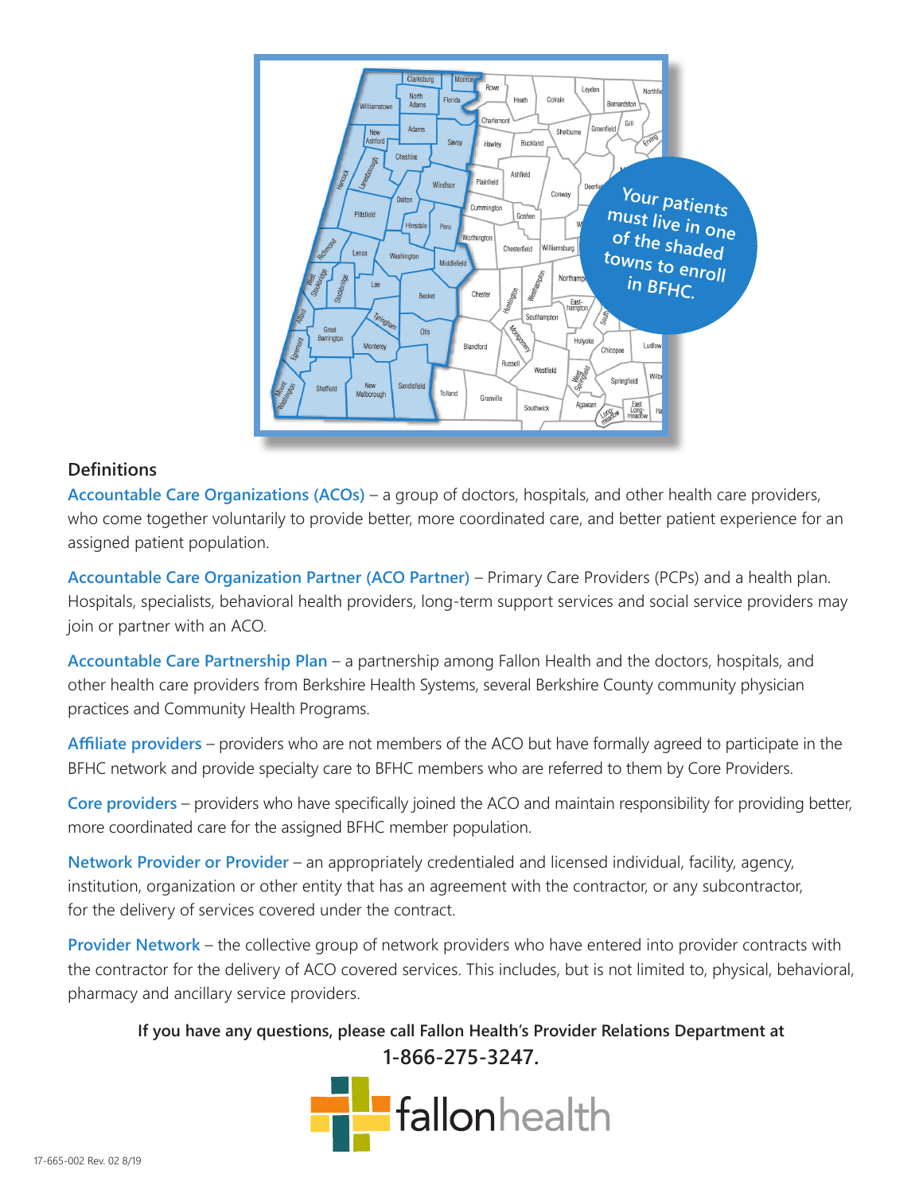Your patients must live in one of the shaded towns to enroll in BFHC.

## Definitions

**Accountable Care Organizations (ACOs)** – a group of doctors, hospitals, and other health care providers, who come together voluntarily to provide better, more coordinated care, and better patient experience for an assigned patient population.

**Accountable Care Organization Partner (ACO Partner)** – Primary Care Providers (PCPs) and a health plan. Hospitals, specialists, behavioral health providers, long-term support services and social service providers may join or partner with an ACO.

**Accountable Care Partnership Plan** – a partnership among Fallon Health and the doctors, hospitals, and other health care providers from Berkshire Health Systems, several Berkshire County community physician practices and Community Health Programs.

**Affiliate providers** – providers who are not members of the ACO but have formally agreed to participate in the BFHC network and provide specialty care to BFHC members who are referred to them by Core Providers.

**Core providers** – providers who have specifically joined the ACO and maintain responsibility for providing better, more coordinated care for the assigned BFHC member population.

**Network Provider or Provider** – an appropriately credentialed and licensed individual, facility, agency, institution, organization or other entity that has an agreement with the contractor, or any subcontractor, for the delivery of services covered under the contract.

**Provider Network** – the collective group of network providers who have entered into provider contracts with the contractor for the delivery of ACO covered services. This includes, but is not limited to, physical, behavioral, pharmacy and ancillary service providers.

**If you have any questions, please call Fallon Health's Provider Relations Department at 1-866-275-3247.**

fallonhealth

17-665-002 Rev. 02 8/19